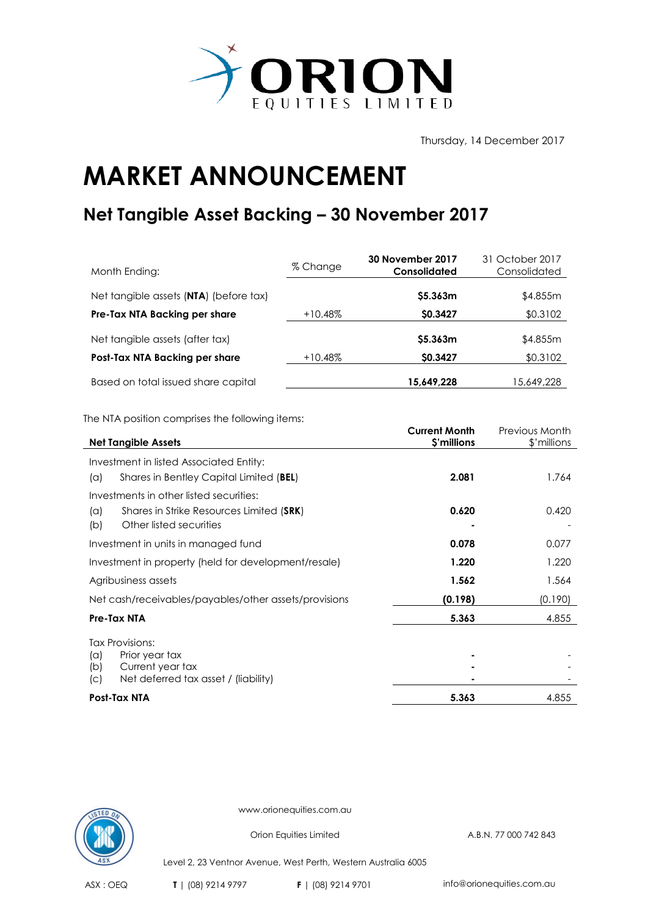# ORION EQUITIES LIMITED

Thursday, 14 December 2017

# MARKET ANNOUNCEMENT

## Net Tangible Asset Backing – 30 November 2017

| Month Ending: | % Change | **30 November 2017 Consolidated** | 31 October 2017 Consolidated |
|---|---|---|---|
| Net tangible assets (**NTA**) (before tax) | | **$5.363m** | $4.855m |
| **Pre-Tax NTA Backing per share** | +10.48% | **$0.3427** | $0.3102 |
| Net tangible assets (after tax) | | **$5.363m** | $4.855m |
| **Post-Tax NTA Backing per share** | +10.48% | **$0.3427** | $0.3102 |
| Based on total issued share capital | | **15,649,228** | 15,649,228 |

The NTA position comprises the following items:

| **Net Tangible Assets** | **Current Month $'millions** | Previous Month $'millions |
|---|---|---|
| Investment in listed Associated Entity: | | |
| (a) Shares in Bentley Capital Limited (**BEL**) | **2.081** | 1.764 |
| Investments in other listed securities: | | |
| (a) Shares in Strike Resources Limited (**SRK**) | **0.620** | 0.420 |
| (b) Other listed securities | **-** | - |
| Investment in units in managed fund | **0.078** | 0.077 |
| Investment in property (held for development/resale) | **1.220** | 1.220 |
| Agribusiness assets | **1.562** | 1.564 |
| Net cash/receivables/payables/other assets/provisions | **(0.198)** | (0.190) |
| **Pre-Tax NTA** | **5.363** | 4.855 |
| Tax Provisions: | | |
| (a) Prior year tax | **-** | - |
| (b) Current year tax | **-** | - |
| (c) Net deferred tax asset / (liability) | **-** | - |
| **Post-Tax NTA** | **5.363** | 4.855 |

www.orionequities.com.au

Orion Equities Limited A.B.N. 77 000 742 843

Level 2, 23 Ventnor Avenue, West Perth, Western Australia 6005

ASX : OEQ **T** | (08) 9214 9797 **F** | (08) 9214 9701 info@orionequities.com.au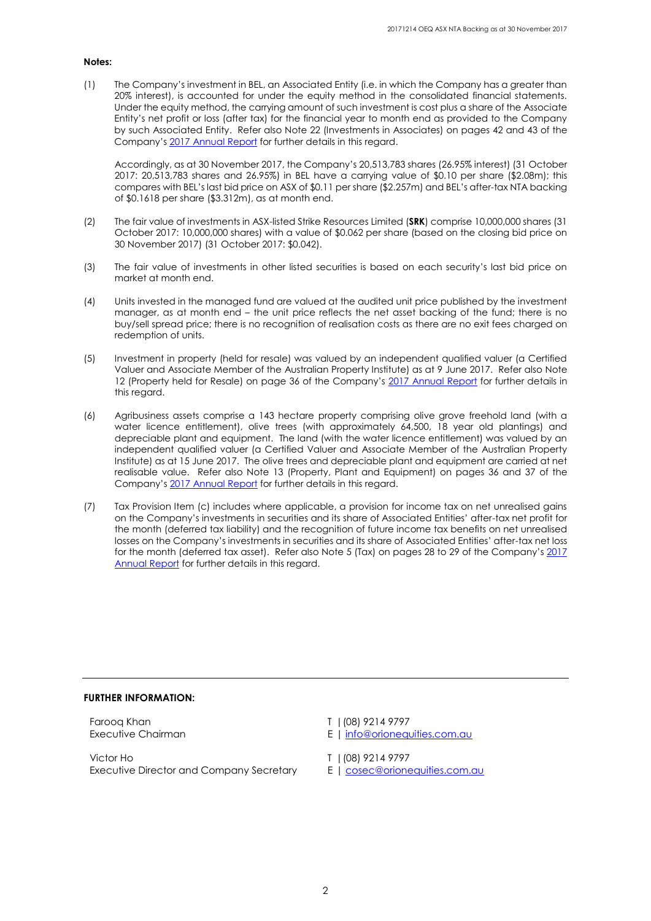**Notes:**

(1) The Company's investment in BEL, an Associated Entity (i.e. in which the Company has a greater than 20% interest), is accounted for under the equity method in the consolidated financial statements. Under the equity method, the carrying amount of such investment is cost plus a share of the Associate Entity's net profit or loss (after tax) for the financial year to month end as provided to the Company by such Associated Entity. Refer also Note 22 (Investments in Associates) on pages 42 and 43 of the Company's [2017 Annual Report] for further details in this regard.

Accordingly, as at 30 November 2017, the Company's 20,513,783 shares (26.95% interest) (31 October 2017: 20,513,783 shares and 26.95%) in BEL have a carrying value of $0.10 per share ($2.08m); this compares with BEL's last bid price on ASX of $0.11 per share ($2.257m) and BEL's after-tax NTA backing of $0.1618 per share ($3.312m), as at month end.

(2) The fair value of investments in ASX-listed Strike Resources Limited (**SRK**) comprise 10,000,000 shares (31 October 2017: 10,000,000 shares) with a value of $0.062 per share (based on the closing bid price on 30 November 2017) (31 October 2017: $0.042).

(3) The fair value of investments in other listed securities is based on each security's last bid price on market at month end.

(4) Units invested in the managed fund are valued at the audited unit price published by the investment manager, as at month end – the unit price reflects the net asset backing of the fund; there is no buy/sell spread price; there is no recognition of realisation costs as there are no exit fees charged on redemption of units.

(5) Investment in property (held for resale) was valued by an independent qualified valuer (a Certified Valuer and Associate Member of the Australian Property Institute) as at 9 June 2017. Refer also Note 12 (Property held for Resale) on page 36 of the Company's [2017 Annual Report] for further details in this regard.

(6) Agribusiness assets comprise a 143 hectare property comprising olive grove freehold land (with a water licence entitlement), olive trees (with approximately 64,500, 18 year old plantings) and depreciable plant and equipment. The land (with the water licence entitlement) was valued by an independent qualified valuer (a Certified Valuer and Associate Member of the Australian Property Institute) as at 15 June 2017. The olive trees and depreciable plant and equipment are carried at net realisable value. Refer also Note 13 (Property, Plant and Equipment) on pages 36 and 37 of the Company's [2017 Annual Report] for further details in this regard.

(7) Tax Provision Item (c) includes where applicable, a provision for income tax on net unrealised gains on the Company's investments in securities and its share of Associated Entities' after-tax net profit for the month (deferred tax liability) and the recognition of future income tax benefits on net unrealised losses on the Company's investments in securities and its share of Associated Entities' after-tax net loss for the month (deferred tax asset). Refer also Note 5 (Tax) on pages 28 to 29 of the Company's [2017 Annual Report] for further details in this regard.

---

**FURTHER INFORMATION:**

| | |
|---|---|
| Farooq Khan<br>Executive Chairman | T \| (08) 9214 9797<br>E \| info@orionequities.com.au |
| Victor Ho<br>Executive Director and Company Secretary | T \| (08) 9214 9797<br>E \| cosec@orionequities.com.au |